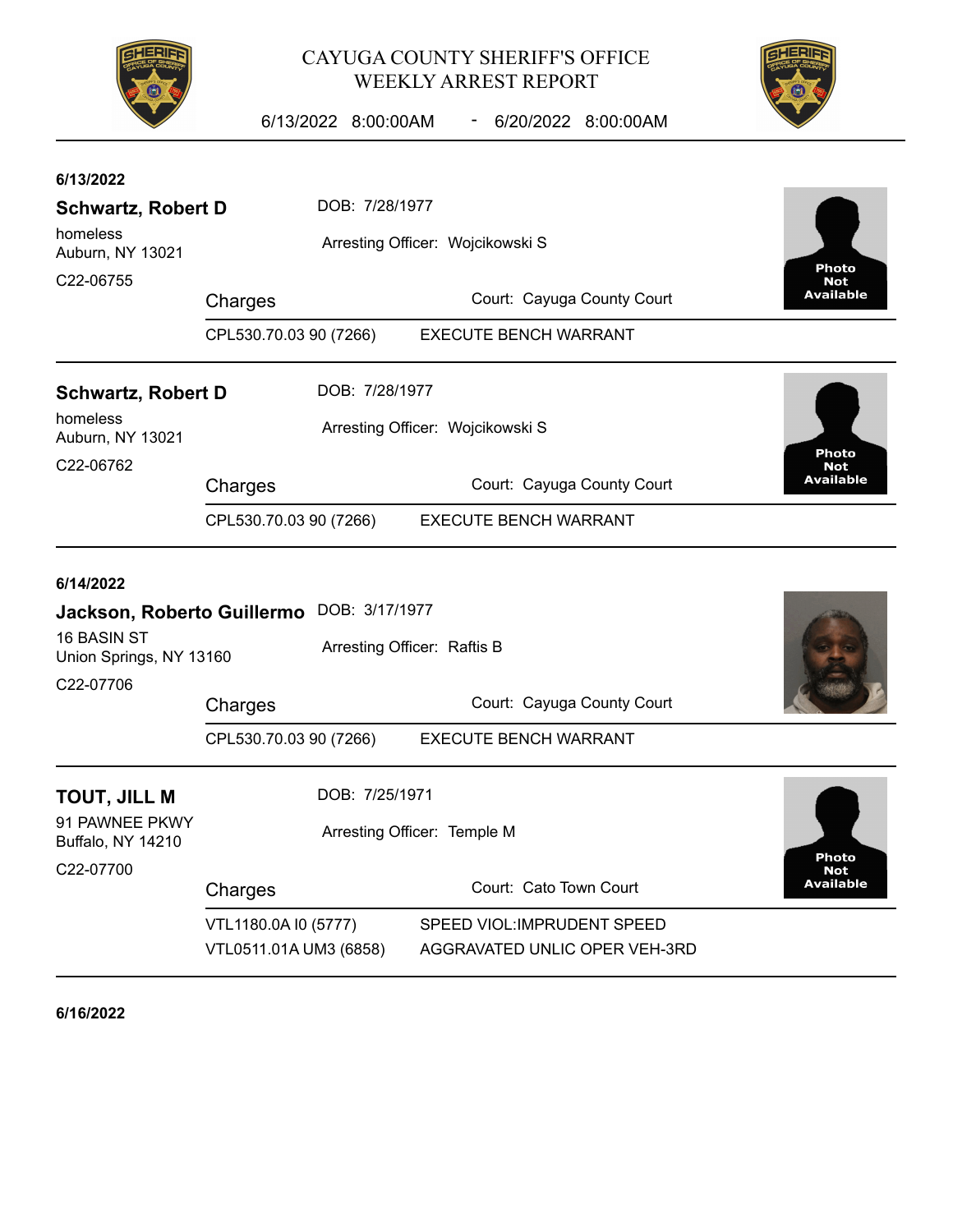# CAYUGA COUNTY SHERIFF'S OFFICE
## WEEKLY ARREST REPORT

6/13/2022 8:00:00AM - 6/20/2022 8:00:00AM

---

**6/13/2022**

**Schwartz, Robert D** DOB: 7/28/1977

homeless
Auburn, NY 13021

Arresting Officer: Wojcikowski S

C22-06755

Photo Not Available

Court: Cayuga County Court

| Charges | |
|---|---|
| CPL530.70.03 90 (7266) | EXECUTE BENCH WARRANT |

---

**Schwartz, Robert D** DOB: 7/28/1977

homeless
Auburn, NY 13021

Arresting Officer: Wojcikowski S

C22-06762

Photo Not Available

Court: Cayuga County Court

| Charges | |
|---|---|
| CPL530.70.03 90 (7266) | EXECUTE BENCH WARRANT |

---

**6/14/2022**

**Jackson, Roberto Guillermo** DOB: 3/17/1977

16 BASIN ST
Union Springs, NY 13160

Arresting Officer: Raftis B

C22-07706

Court: Cayuga County Court

| Charges | |
|---|---|
| CPL530.70.03 90 (7266) | EXECUTE BENCH WARRANT |

---

**TOUT, JILL M** DOB: 7/25/1971

91 PAWNEE PKWY
Buffalo, NY 14210

Arresting Officer: Temple M

C22-07700

Photo Not Available

Court: Cato Town Court

| Charges | |
|---|---|
| VTL1180.0A I0 (5777) | SPEED VIOL:IMPRUDENT SPEED |
| VTL0511.01A UM3 (6858) | AGGRAVATED UNLIC OPER VEH-3RD |

---

**6/16/2022**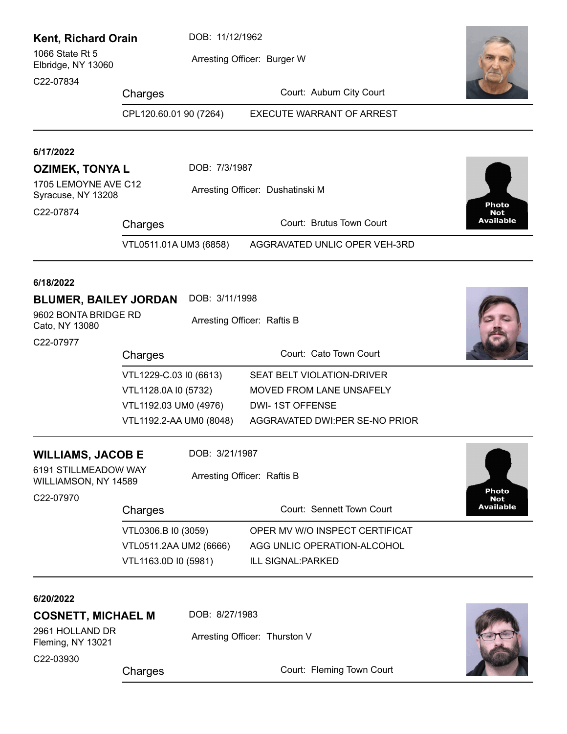**Kent, Richard Orain**
DOB: 11/12/1962
1066 State Rt 5
Elbridge, NY 13060
Arresting Officer: Burger W
C22-07834

| Charges | Court: Auburn City Court |
|---|---|
| CPL120.60.01 90 (7264) | EXECUTE WARRANT OF ARREST |

---

**6/17/2022**

**OZIMEK, TONYA L**
DOB: 7/3/1987
1705 LEMOYNE AVE C12
Syracuse, NY 13208
Arresting Officer: Dushatinski M
C22-07874

Photo Not Available

| Charges | Court: Brutus Town Court |
|---|---|
| VTL0511.01A UM3 (6858) | AGGRAVATED UNLIC OPER VEH-3RD |

---

**6/18/2022**

**BLUMER, BAILEY JORDAN**
DOB: 3/11/1998
9602 BONTA BRIDGE RD
Cato, NY 13080
Arresting Officer: Raftis B
C22-07977

| Charges | Court: Cato Town Court |
|---|---|
| VTL1229-C.03 I0 (6613) | SEAT BELT VIOLATION-DRIVER |
| VTL1128.0A I0 (5732) | MOVED FROM LANE UNSAFELY |
| VTL1192.03 UM0 (4976) | DWI- 1ST OFFENSE |
| VTL1192.2-AA UM0 (8048) | AGGRAVATED DWI:PER SE-NO PRIOR |

---

**WILLIAMS, JACOB E**
DOB: 3/21/1987
6191 STILLMEADOW WAY
WILLIAMSON, NY 14589
Arresting Officer: Raftis B
C22-07970

Photo Not Available

| Charges | Court: Sennett Town Court |
|---|---|
| VTL0306.B I0 (3059) | OPER MV W/O INSPECT CERTIFICAT |
| VTL0511.2AA UM2 (6666) | AGG UNLIC OPERATION-ALCOHOL |
| VTL1163.0D I0 (5981) | ILL SIGNAL:PARKED |

---

**6/20/2022**

**COSNETT, MICHAEL M**
DOB: 8/27/1983
2961 HOLLAND DR
Fleming, NY 13021
Arresting Officer: Thurston V
C22-03930

| Charges | Court: Fleming Town Court |
|---|---|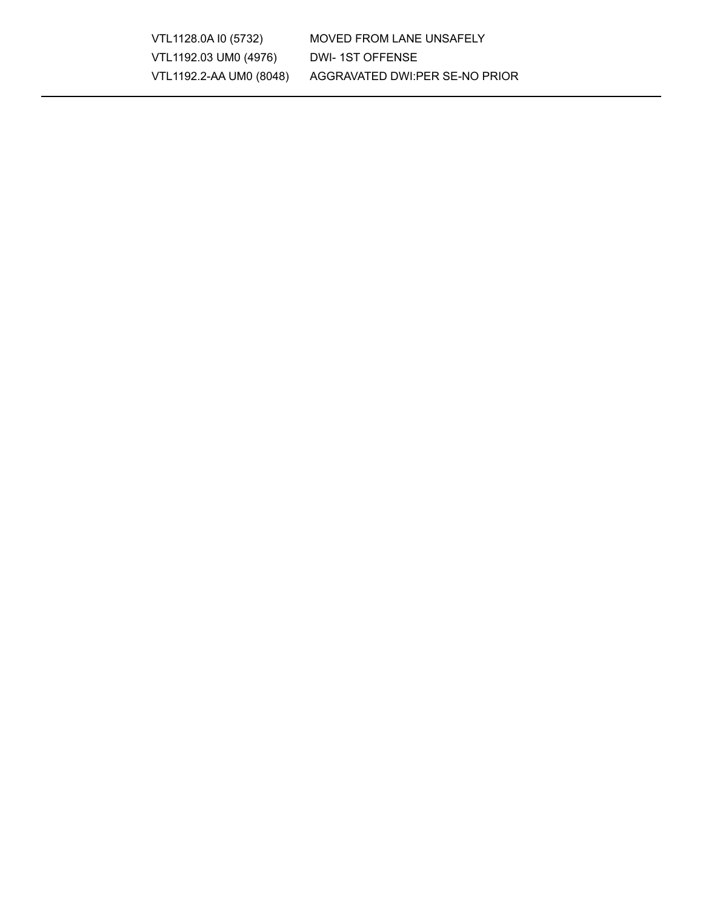| | |
|---|---|
| VTL1128.0A I0 (5732) | MOVED FROM LANE UNSAFELY |
| VTL1192.03 UM0 (4976) | DWI- 1ST OFFENSE |
| VTL1192.2-AA UM0 (8048) | AGGRAVATED DWI:PER SE-NO PRIOR |

---